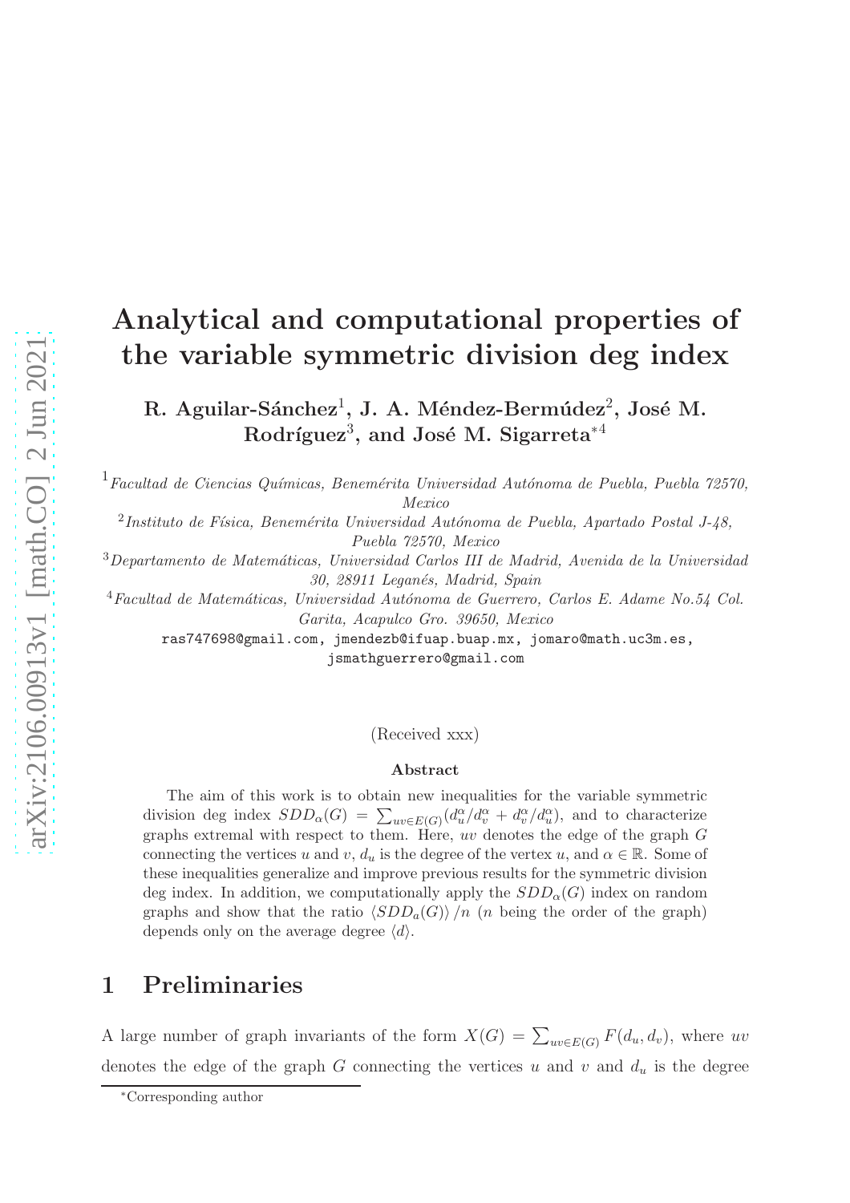# Analytical and computational properties of the variable symmetric division deg index

**R. Aguilar-Sánchez**[1], **J. A. Méndez-Bermúdez**[2], **José M. Rodríguez**[3], **and José M. Sigarreta***[4]

[1]*Facultad de Ciencias Químicas, Benemérita Universidad Autónoma de Puebla, Puebla 72570, Mexico*

[2]*Instituto de Física, Benemérita Universidad Autónoma de Puebla, Apartado Postal J-48, Puebla 72570, Mexico*

[3]*Departamento de Matemáticas, Universidad Carlos III de Madrid, Avenida de la Universidad 30, 28911 Leganés, Madrid, Spain*

[4]*Facultad de Matemáticas, Universidad Autónoma de Guerrero, Carlos E. Adame No.54 Col. Garita, Acapulco Gro. 39650, Mexico*

ras747698@gmail.com, jmendezb@ifuap.buap.mx, jomaro@math.uc3m.es, jsmathguerrero@gmail.com

(Received xxx)

**Abstract**

The aim of this work is to obtain new inequalities for the variable symmetric division deg index $SDD_\alpha(G) = \sum_{uv\in E(G)}(d_u^\alpha/d_v^\alpha + d_v^\alpha/d_u^\alpha)$, and to characterize graphs extremal with respect to them. Here, $uv$ denotes the edge of the graph $G$ connecting the vertices $u$ and $v$, $d_u$ is the degree of the vertex $u$, and $\alpha \in \mathbb{R}$. Some of these inequalities generalize and improve previous results for the symmetric division deg index. In addition, we computationally apply the $SDD_\alpha(G)$ index on random graphs and show that the ratio $\langle SDD_a(G)\rangle /n$ ($n$ being the order of the graph) depends only on the average degree $\langle d\rangle$.

## 1 Preliminaries

A large number of graph invariants of the form $X(G) = \sum_{uv\in E(G)} F(d_u, d_v)$, where $uv$ denotes the edge of the graph $G$ connecting the vertices $u$ and $v$ and $d_u$ is the degree

*Corresponding author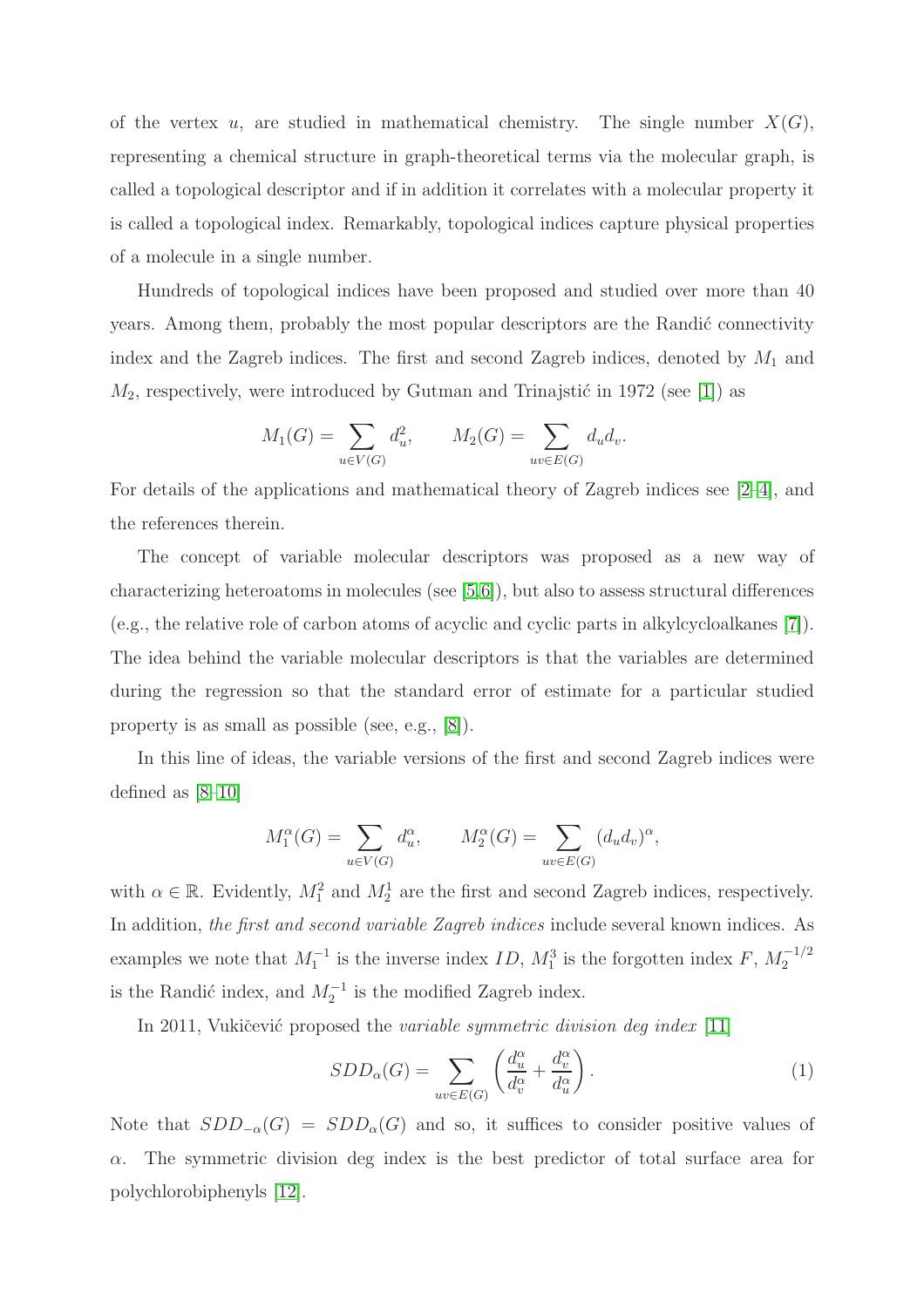of the vertex $u$, are studied in mathematical chemistry. The single number $X(G)$, representing a chemical structure in graph-theoretical terms via the molecular graph, is called a topological descriptor and if in addition it correlates with a molecular property it is called a topological index. Remarkably, topological indices capture physical properties of a molecule in a single number.

Hundreds of topological indices have been proposed and studied over more than 40 years. Among them, probably the most popular descriptors are the Randić connectivity index and the Zagreb indices. The first and second Zagreb indices, denoted by $M_1$ and $M_2$, respectively, were introduced by Gutman and Trinajstić in 1972 (see [1]) as

$$M_1(G) = \sum_{u \in V(G)} d_u^2, \qquad M_2(G) = \sum_{uv \in E(G)} d_u d_v.$$

For details of the applications and mathematical theory of Zagreb indices see [2–4], and the references therein.

The concept of variable molecular descriptors was proposed as a new way of characterizing heteroatoms in molecules (see [5,6]), but also to assess structural differences (e.g., the relative role of carbon atoms of acyclic and cyclic parts in alkylcycloalkanes [7]). The idea behind the variable molecular descriptors is that the variables are determined during the regression so that the standard error of estimate for a particular studied property is as small as possible (see, e.g., [8]).

In this line of ideas, the variable versions of the first and second Zagreb indices were defined as [8–10]

$$M_1^\alpha(G) = \sum_{u \in V(G)} d_u^\alpha, \qquad M_2^\alpha(G) = \sum_{uv \in E(G)} (d_u d_v)^\alpha,$$

with $\alpha \in \mathbb{R}$. Evidently, $M_1^2$ and $M_2^1$ are the first and second Zagreb indices, respectively. In addition, *the first and second variable Zagreb indices* include several known indices. As examples we note that $M_1^{-1}$ is the inverse index $ID$, $M_1^3$ is the forgotten index $F$, $M_2^{-1/2}$ is the Randić index, and $M_2^{-1}$ is the modified Zagreb index.

In 2011, Vukičević proposed the *variable symmetric division deg index* [11]

$$SDD_\alpha(G) = \sum_{uv \in E(G)} \left( \frac{d_u^\alpha}{d_v^\alpha} + \frac{d_v^\alpha}{d_u^\alpha} \right). \tag{1}$$

Note that $SDD_{-\alpha}(G) = SDD_\alpha(G)$ and so, it suffices to consider positive values of $\alpha$. The symmetric division deg index is the best predictor of total surface area for polychlorobiphenyls [12].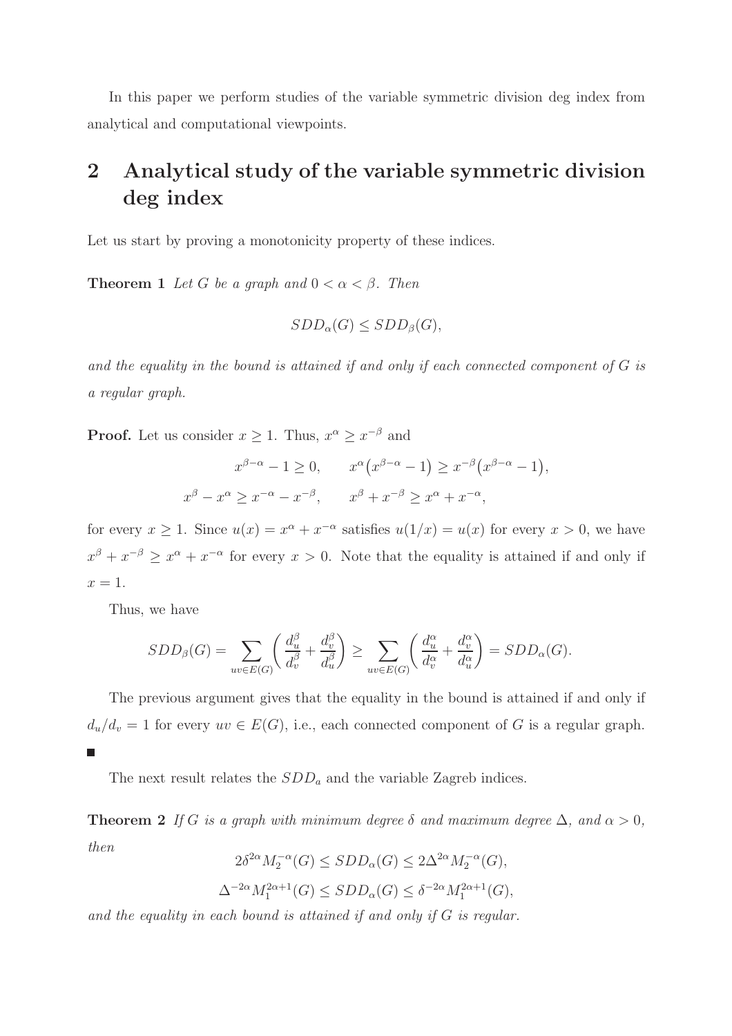In this paper we perform studies of the variable symmetric division deg index from analytical and computational viewpoints.

## 2 Analytical study of the variable symmetric division deg index

Let us start by proving a monotonicity property of these indices.

**Theorem 1** *Let $G$ be a graph and $0 < \alpha < \beta$. Then*

$$SDD_\alpha(G) \le SDD_\beta(G),$$

*and the equality in the bound is attained if and only if each connected component of $G$ is a regular graph.*

**Proof.** Let us consider $x \ge 1$. Thus, $x^\alpha \ge x^{-\beta}$ and

$$x^{\beta-\alpha} - 1 \ge 0, \qquad x^\alpha\big(x^{\beta-\alpha} - 1\big) \ge x^{-\beta}\big(x^{\beta-\alpha} - 1\big),$$

$$x^\beta - x^\alpha \ge x^{-\alpha} - x^{-\beta}, \qquad x^\beta + x^{-\beta} \ge x^\alpha + x^{-\alpha},$$

for every $x \ge 1$. Since $u(x) = x^\alpha + x^{-\alpha}$ satisfies $u(1/x) = u(x)$ for every $x > 0$, we have $x^\beta + x^{-\beta} \ge x^\alpha + x^{-\alpha}$ for every $x > 0$. Note that the equality is attained if and only if $x = 1$.

Thus, we have

$$SDD_\beta(G) = \sum_{uv\in E(G)} \left( \frac{d_u^\beta}{d_v^\beta} + \frac{d_v^\beta}{d_u^\beta} \right) \ge \sum_{uv\in E(G)} \left( \frac{d_u^\alpha}{d_v^\alpha} + \frac{d_v^\alpha}{d_u^\alpha} \right) = SDD_\alpha(G).$$

The previous argument gives that the equality in the bound is attained if and only if $d_u/d_v = 1$ for every $uv \in E(G)$, i.e., each connected component of $G$ is a regular graph. ∎

The next result relates the $SDD_a$ and the variable Zagreb indices.

**Theorem 2** *If $G$ is a graph with minimum degree $\delta$ and maximum degree $\Delta$, and $\alpha > 0$, then*

$$2\delta^{2\alpha} M_2^{-\alpha}(G) \le SDD_\alpha(G) \le 2\Delta^{2\alpha} M_2^{-\alpha}(G),$$

$$\Delta^{-2\alpha} M_1^{2\alpha+1}(G) \le SDD_\alpha(G) \le \delta^{-2\alpha} M_1^{2\alpha+1}(G),$$

*and the equality in each bound is attained if and only if $G$ is regular.*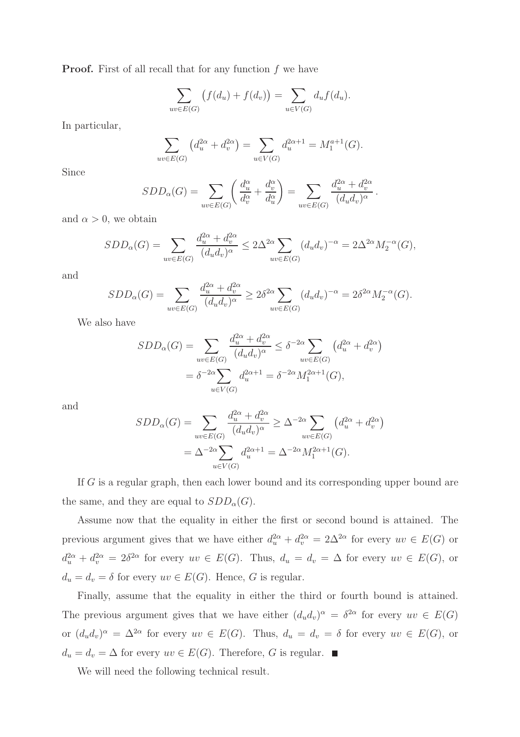**Proof.** First of all recall that for any function $f$ we have

$$\sum_{uv\in E(G)} \big(f(d_u)+f(d_v)\big) = \sum_{u\in V(G)} d_u f(d_u).$$

In particular,

$$\sum_{uv\in E(G)} \big(d_u^{2\alpha}+d_v^{2\alpha}\big) = \sum_{u\in V(G)} d_u^{2\alpha+1} = M_1^{a+1}(G).$$

Since

$$SDD_\alpha(G) = \sum_{uv\in E(G)} \left(\frac{d_u^\alpha}{d_v^\alpha}+\frac{d_v^\alpha}{d_u^\alpha}\right) = \sum_{uv\in E(G)} \frac{d_u^{2\alpha}+d_v^{2\alpha}}{(d_ud_v)^\alpha}\,.$$

and $\alpha>0$, we obtain

$$SDD_\alpha(G) = \sum_{uv\in E(G)} \frac{d_u^{2\alpha}+d_v^{2\alpha}}{(d_ud_v)^\alpha} \le 2\Delta^{2\alpha}\sum_{uv\in E(G)} (d_ud_v)^{-\alpha} = 2\Delta^{2\alpha}M_2^{-\alpha}(G),$$

and

$$SDD_\alpha(G) = \sum_{uv\in E(G)} \frac{d_u^{2\alpha}+d_v^{2\alpha}}{(d_ud_v)^\alpha} \ge 2\delta^{2\alpha}\sum_{uv\in E(G)} (d_ud_v)^{-\alpha} = 2\delta^{2\alpha}M_2^{-\alpha}(G).$$

We also have

$$\begin{aligned} SDD_\alpha(G) &= \sum_{uv\in E(G)} \frac{d_u^{2\alpha}+d_v^{2\alpha}}{(d_ud_v)^\alpha} \le \delta^{-2\alpha}\sum_{uv\in E(G)} \big(d_u^{2\alpha}+d_v^{2\alpha}\big) \\ &= \delta^{-2\alpha}\sum_{u\in V(G)} d_u^{2\alpha+1} = \delta^{-2\alpha}M_1^{2\alpha+1}(G), \end{aligned}$$

and

$$\begin{aligned} SDD_\alpha(G) &= \sum_{uv\in E(G)} \frac{d_u^{2\alpha}+d_v^{2\alpha}}{(d_ud_v)^\alpha} \ge \Delta^{-2\alpha}\sum_{uv\in E(G)} \big(d_u^{2\alpha}+d_v^{2\alpha}\big) \\ &= \Delta^{-2\alpha}\sum_{u\in V(G)} d_u^{2\alpha+1} = \Delta^{-2\alpha}M_1^{2\alpha+1}(G). \end{aligned}$$

If $G$ is a regular graph, then each lower bound and its corresponding upper bound are the same, and they are equal to $SDD_\alpha(G)$.

Assume now that the equality in either the first or second bound is attained. The previous argument gives that we have either $d_u^{2\alpha}+d_v^{2\alpha} = 2\Delta^{2\alpha}$ for every $uv\in E(G)$ or $d_u^{2\alpha}+d_v^{2\alpha} = 2\delta^{2\alpha}$ for every $uv\in E(G)$. Thus, $d_u=d_v=\Delta$ for every $uv\in E(G)$, or $d_u=d_v=\delta$ for every $uv\in E(G)$. Hence, $G$ is regular.

Finally, assume that the equality in either the third or fourth bound is attained. The previous argument gives that we have either $(d_ud_v)^\alpha = \delta^{2\alpha}$ for every $uv\in E(G)$ or $(d_ud_v)^\alpha = \Delta^{2\alpha}$ for every $uv\in E(G)$. Thus, $d_u=d_v=\delta$ for every $uv\in E(G)$, or $d_u=d_v=\Delta$ for every $uv\in E(G)$. Therefore, $G$ is regular. ∎

We will need the following technical result.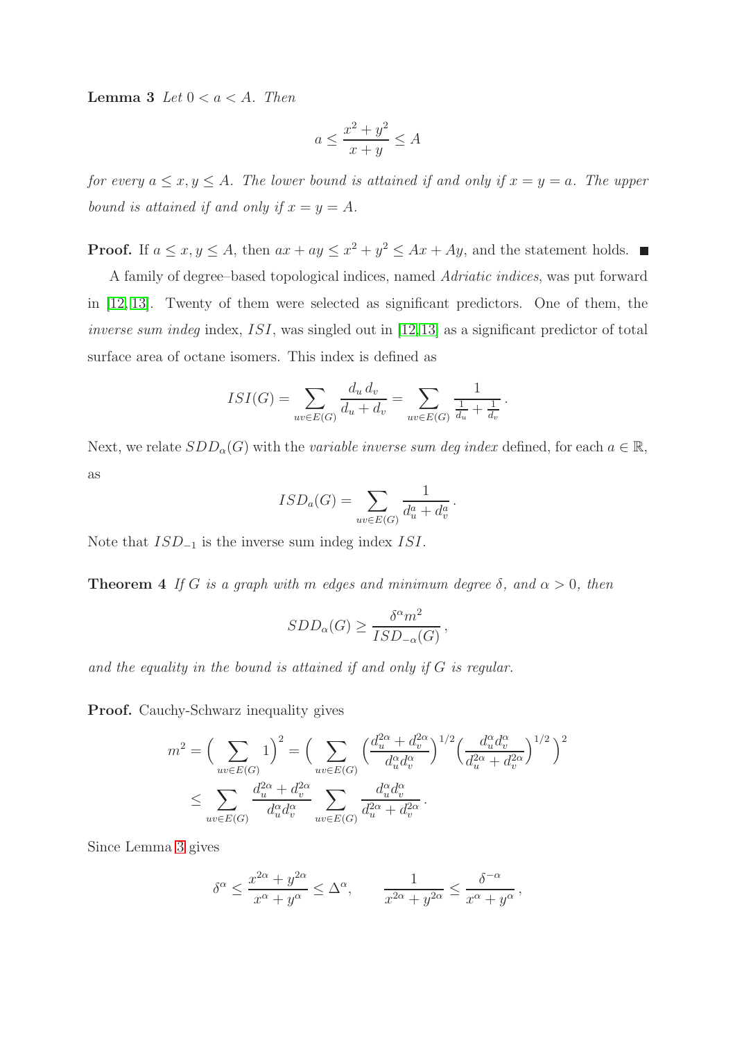**Lemma 3** *Let $0 < a < A$. Then*

$$a \le \frac{x^2 + y^2}{x + y} \le A$$

*for every $a \le x, y \le A$. The lower bound is attained if and only if $x = y = a$. The upper bound is attained if and only if $x = y = A$.*

**Proof.** If $a \le x, y \le A$, then $ax + ay \le x^2 + y^2 \le Ax + Ay$, and the statement holds. ■

A family of degree–based topological indices, named *Adriatic indices*, was put forward in [12, 13]. Twenty of them were selected as significant predictors. One of them, the *inverse sum indeg* index, $ISI$, was singled out in [12,13] as a significant predictor of total surface area of octane isomers. This index is defined as

$$ISI(G) = \sum_{uv \in E(G)} \frac{d_u\, d_v}{d_u + d_v} = \sum_{uv \in E(G)} \frac{1}{\frac{1}{d_u} + \frac{1}{d_v}} \, .$$

Next, we relate $SDD_\alpha(G)$ with the *variable inverse sum deg index* defined, for each $a \in \mathbb{R}$, as

$$ISD_a(G) = \sum_{uv \in E(G)} \frac{1}{d_u^a + d_v^a} \, .$$

Note that $ISD_{-1}$ is the inverse sum indeg index $ISI$.

**Theorem 4** *If $G$ is a graph with $m$ edges and minimum degree $\delta$, and $\alpha > 0$, then*

$$SDD_\alpha(G) \ge \frac{\delta^\alpha m^2}{ISD_{-\alpha}(G)} \, ,$$

*and the equality in the bound is attained if and only if $G$ is regular.*

**Proof.** Cauchy-Schwarz inequality gives

$$\begin{aligned} m^2 = \Big( \sum_{uv \in E(G)} 1 \Big)^2 &= \Big( \sum_{uv \in E(G)} \Big( \frac{d_u^{2\alpha} + d_v^{2\alpha}}{d_u^\alpha d_v^\alpha} \Big)^{1/2} \Big( \frac{d_u^\alpha d_v^\alpha}{d_u^{2\alpha} + d_v^{2\alpha}} \Big)^{1/2} \Big)^2 \\ &\le \sum_{uv \in E(G)} \frac{d_u^{2\alpha} + d_v^{2\alpha}}{d_u^\alpha d_v^\alpha} \sum_{uv \in E(G)} \frac{d_u^\alpha d_v^\alpha}{d_u^{2\alpha} + d_v^{2\alpha}} \, . \end{aligned}$$

Since Lemma 3 gives

$$\delta^\alpha \le \frac{x^{2\alpha} + y^{2\alpha}}{x^\alpha + y^\alpha} \le \Delta^\alpha, \qquad \frac{1}{x^{2\alpha} + y^{2\alpha}} \le \frac{\delta^{-\alpha}}{x^\alpha + y^\alpha} \, ,$$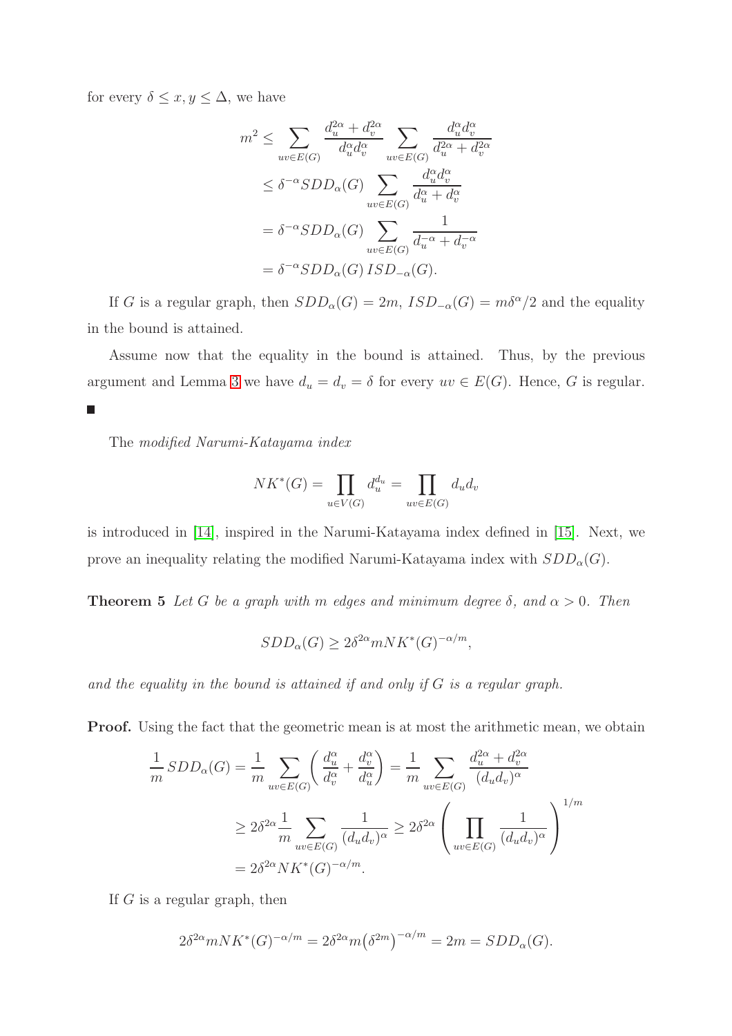for every $\delta \le x, y \le \Delta$, we have

$$
\begin{aligned}
m^2 &\le \sum_{uv\in E(G)} \frac{d_u^{2\alpha}+d_v^{2\alpha}}{d_u^{\alpha}d_v^{\alpha}} \sum_{uv\in E(G)} \frac{d_u^{\alpha}d_v^{\alpha}}{d_u^{2\alpha}+d_v^{2\alpha}} \\
&\le \delta^{-\alpha} SDD_\alpha(G) \sum_{uv\in E(G)} \frac{d_u^{\alpha}d_v^{\alpha}}{d_u^{\alpha}+d_v^{\alpha}} \\
&= \delta^{-\alpha} SDD_\alpha(G) \sum_{uv\in E(G)} \frac{1}{d_u^{-\alpha}+d_v^{-\alpha}} \\
&= \delta^{-\alpha} SDD_\alpha(G)\, ISD_{-\alpha}(G).
\end{aligned}
$$

If $G$ is a regular graph, then $SDD_\alpha(G) = 2m$, $ISD_{-\alpha}(G) = m\delta^\alpha/2$ and the equality in the bound is attained.

Assume now that the equality in the bound is attained. Thus, by the previous argument and Lemma 3 we have $d_u = d_v = \delta$ for every $uv \in E(G)$. Hence, $G$ is regular. ■

The *modified Narumi-Katayama index*

$$
NK^*(G) = \prod_{u\in V(G)} d_u^{d_u} = \prod_{uv\in E(G)} d_u d_v
$$

is introduced in [14], inspired in the Narumi-Katayama index defined in [15]. Next, we prove an inequality relating the modified Narumi-Katayama index with $SDD_\alpha(G)$.

**Theorem 5** *Let $G$ be a graph with $m$ edges and minimum degree $\delta$, and $\alpha > 0$. Then*

$$
SDD_\alpha(G) \ge 2\delta^{2\alpha} m NK^*(G)^{-\alpha/m},
$$

*and the equality in the bound is attained if and only if $G$ is a regular graph.*

**Proof.** Using the fact that the geometric mean is at most the arithmetic mean, we obtain

$$
\begin{aligned}
\frac{1}{m} SDD_\alpha(G) &= \frac{1}{m}\sum_{uv\in E(G)} \left( \frac{d_u^\alpha}{d_v^\alpha} + \frac{d_v^\alpha}{d_u^\alpha} \right) = \frac{1}{m}\sum_{uv\in E(G)} \frac{d_u^{2\alpha}+d_v^{2\alpha}}{(d_u d_v)^\alpha} \\
&\ge 2\delta^{2\alpha} \frac{1}{m} \sum_{uv\in E(G)} \frac{1}{(d_u d_v)^\alpha} \ge 2\delta^{2\alpha} \left( \prod_{uv\in E(G)} \frac{1}{(d_u d_v)^\alpha} \right)^{1/m} \\
&= 2\delta^{2\alpha} NK^*(G)^{-\alpha/m}.
\end{aligned}
$$

If $G$ is a regular graph, then

$$
2\delta^{2\alpha} m NK^*(G)^{-\alpha/m} = 2\delta^{2\alpha} m \big(\delta^{2m}\big)^{-\alpha/m} = 2m = SDD_\alpha(G).
$$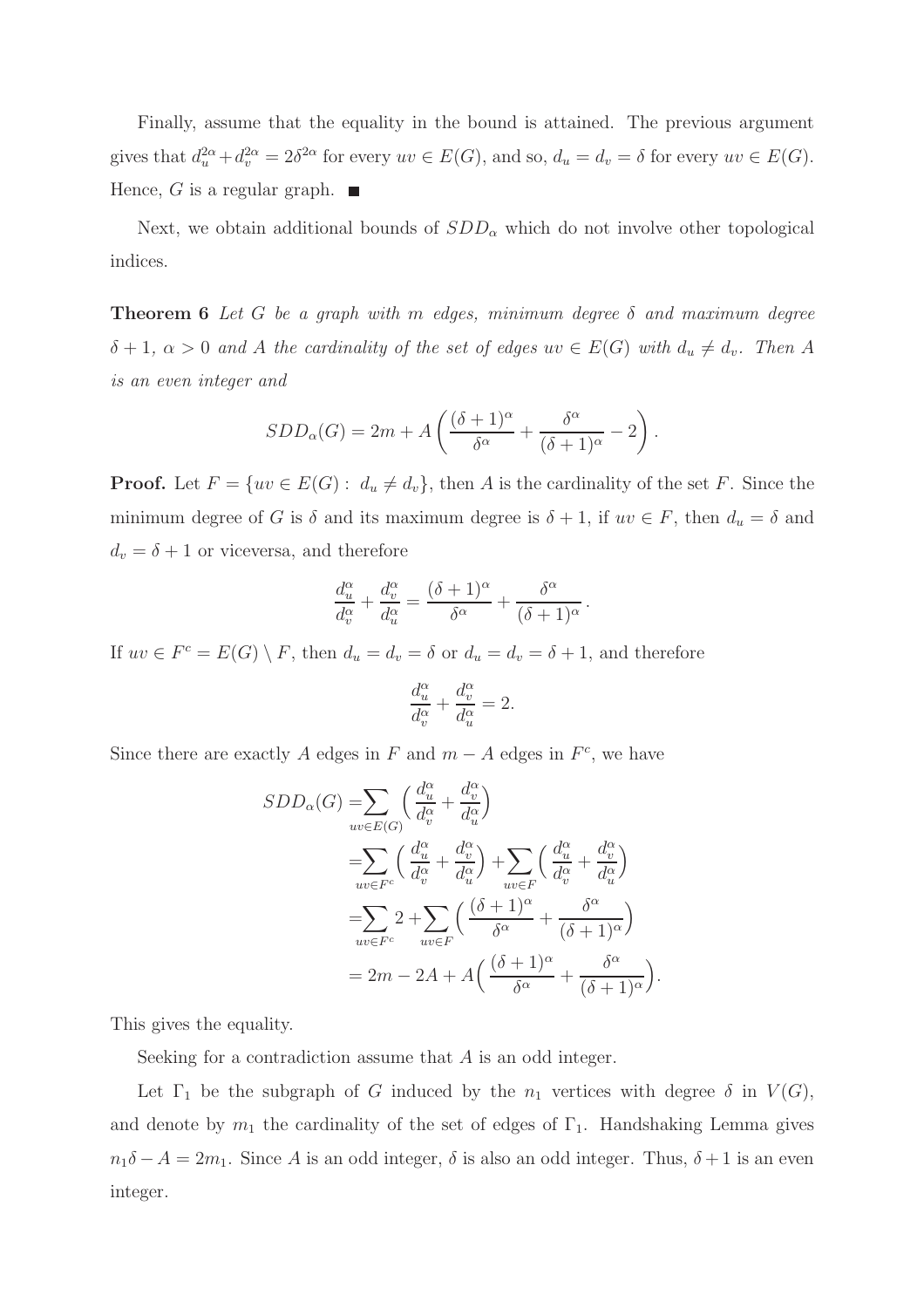Finally, assume that the equality in the bound is attained. The previous argument gives that $d_u^{2\alpha} + d_v^{2\alpha} = 2\delta^{2\alpha}$ for every $uv \in E(G)$, and so, $d_u = d_v = \delta$ for every $uv \in E(G)$. Hence, $G$ is a regular graph. ■

Next, we obtain additional bounds of $SDD_\alpha$ which do not involve other topological indices.

**Theorem 6** *Let $G$ be a graph with $m$ edges, minimum degree $\delta$ and maximum degree $\delta + 1$, $\alpha > 0$ and $A$ the cardinality of the set of edges $uv \in E(G)$ with $d_u \neq d_v$. Then $A$ is an even integer and*

$$SDD_\alpha(G) = 2m + A\left(\frac{(\delta+1)^\alpha}{\delta^\alpha} + \frac{\delta^\alpha}{(\delta+1)^\alpha} - 2\right).$$

**Proof.** Let $F = \{uv \in E(G) : \ d_u \neq d_v\}$, then $A$ is the cardinality of the set $F$. Since the minimum degree of $G$ is $\delta$ and its maximum degree is $\delta + 1$, if $uv \in F$, then $d_u = \delta$ and $d_v = \delta + 1$ or viceversa, and therefore

$$\frac{d_u^\alpha}{d_v^\alpha} + \frac{d_v^\alpha}{d_u^\alpha} = \frac{(\delta+1)^\alpha}{\delta^\alpha} + \frac{\delta^\alpha}{(\delta+1)^\alpha}.$$

If $uv \in F^c = E(G) \setminus F$, then $d_u = d_v = \delta$ or $d_u = d_v = \delta + 1$, and therefore

$$\frac{d_u^\alpha}{d_v^\alpha} + \frac{d_v^\alpha}{d_u^\alpha} = 2.$$

Since there are exactly $A$ edges in $F$ and $m - A$ edges in $F^c$, we have

$$\begin{aligned}
SDD_\alpha(G) &= \sum_{uv\in E(G)} \Big( \frac{d_u^\alpha}{d_v^\alpha} + \frac{d_v^\alpha}{d_u^\alpha} \Big) \\
&= \sum_{uv\in F^c} \Big( \frac{d_u^\alpha}{d_v^\alpha} + \frac{d_v^\alpha}{d_u^\alpha} \Big) + \sum_{uv\in F} \Big( \frac{d_u^\alpha}{d_v^\alpha} + \frac{d_v^\alpha}{d_u^\alpha} \Big) \\
&= \sum_{uv\in F^c} 2 + \sum_{uv\in F} \Big( \frac{(\delta+1)^\alpha}{\delta^\alpha} + \frac{\delta^\alpha}{(\delta+1)^\alpha} \Big) \\
&= 2m - 2A + A\Big( \frac{(\delta+1)^\alpha}{\delta^\alpha} + \frac{\delta^\alpha}{(\delta+1)^\alpha} \Big).
\end{aligned}$$

This gives the equality.

Seeking for a contradiction assume that $A$ is an odd integer.

Let $\Gamma_1$ be the subgraph of $G$ induced by the $n_1$ vertices with degree $\delta$ in $V(G)$, and denote by $m_1$ the cardinality of the set of edges of $\Gamma_1$. Handshaking Lemma gives $n_1\delta - A = 2m_1$. Since $A$ is an odd integer, $\delta$ is also an odd integer. Thus, $\delta + 1$ is an even integer.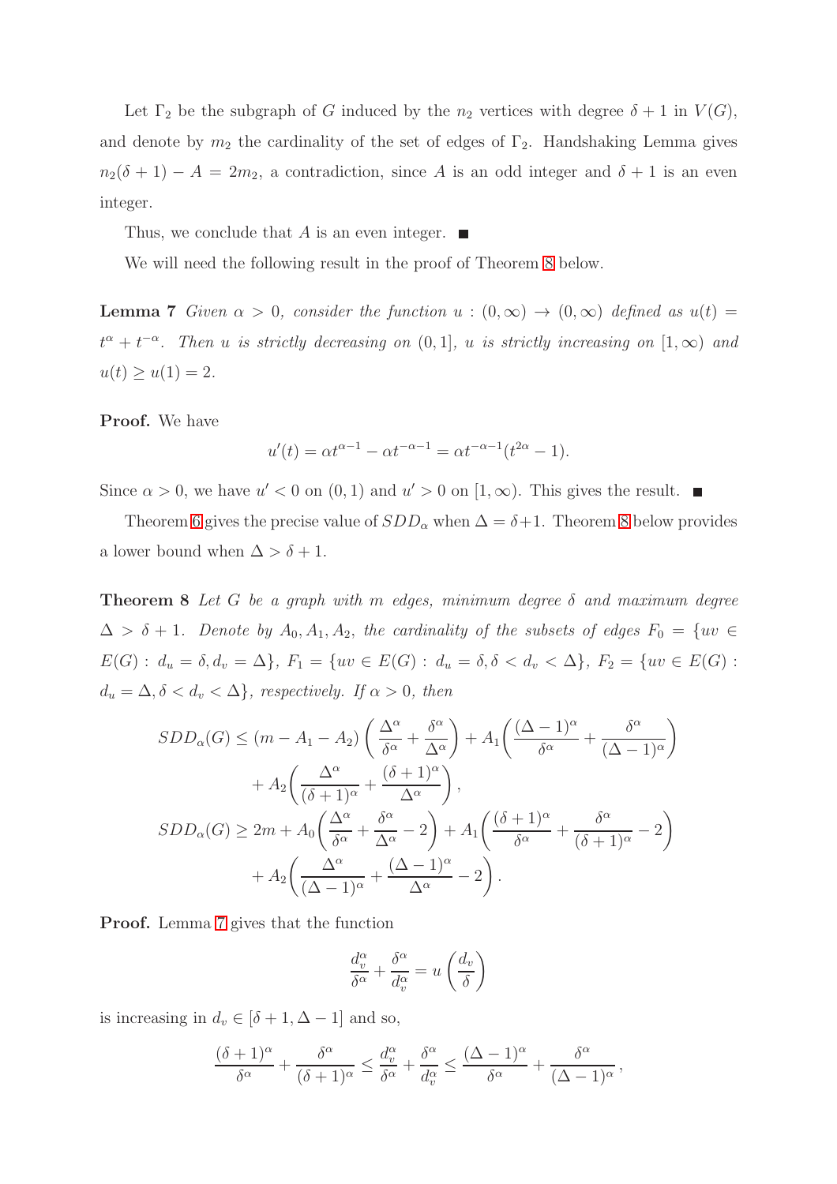Let $\Gamma_2$ be the subgraph of $G$ induced by the $n_2$ vertices with degree $\delta + 1$ in $V(G)$, and denote by $m_2$ the cardinality of the set of edges of $\Gamma_2$. Handshaking Lemma gives $n_2(\delta + 1) - A = 2m_2$, a contradiction, since $A$ is an odd integer and $\delta + 1$ is an even integer.

Thus, we conclude that $A$ is an even integer. ■

We will need the following result in the proof of Theorem 8 below.

**Lemma 7** *Given $\alpha > 0$, consider the function $u : (0, \infty) \to (0, \infty)$ defined as $u(t) = t^\alpha + t^{-\alpha}$. Then $u$ is strictly decreasing on $(0, 1]$, $u$ is strictly increasing on $[1, \infty)$ and $u(t) \geq u(1) = 2$.*

**Proof.** We have

$$u'(t) = \alpha t^{\alpha-1} - \alpha t^{-\alpha-1} = \alpha t^{-\alpha-1}(t^{2\alpha} - 1).$$

Since $\alpha > 0$, we have $u' < 0$ on $(0, 1)$ and $u' > 0$ on $[1, \infty)$. This gives the result. ■

Theorem 6 gives the precise value of $SDD_\alpha$ when $\Delta = \delta+1$. Theorem 8 below provides a lower bound when $\Delta > \delta + 1$.

**Theorem 8** *Let $G$ be a graph with $m$ edges, minimum degree $\delta$ and maximum degree $\Delta > \delta + 1$. Denote by $A_0, A_1, A_2$, the cardinality of the subsets of edges $F_0 = \{uv \in E(G) : d_u = \delta, d_v = \Delta\}$, $F_1 = \{uv \in E(G) : d_u = \delta, \delta < d_v < \Delta\}$, $F_2 = \{uv \in E(G) : d_u = \Delta, \delta < d_v < \Delta\}$, respectively. If $\alpha > 0$, then*

$$\begin{aligned}
SDD_\alpha(G) &\leq (m - A_1 - A_2)\left(\frac{\Delta^\alpha}{\delta^\alpha} + \frac{\delta^\alpha}{\Delta^\alpha}\right) + A_1\left(\frac{(\Delta-1)^\alpha}{\delta^\alpha} + \frac{\delta^\alpha}{(\Delta-1)^\alpha}\right) \\
&\quad + A_2\left(\frac{\Delta^\alpha}{(\delta+1)^\alpha} + \frac{(\delta+1)^\alpha}{\Delta^\alpha}\right), \\
SDD_\alpha(G) &\geq 2m + A_0\left(\frac{\Delta^\alpha}{\delta^\alpha} + \frac{\delta^\alpha}{\Delta^\alpha} - 2\right) + A_1\left(\frac{(\delta+1)^\alpha}{\delta^\alpha} + \frac{\delta^\alpha}{(\delta+1)^\alpha} - 2\right) \\
&\quad + A_2\left(\frac{\Delta^\alpha}{(\Delta-1)^\alpha} + \frac{(\Delta-1)^\alpha}{\Delta^\alpha} - 2\right).
\end{aligned}$$

**Proof.** Lemma 7 gives that the function

$$\frac{d_v^\alpha}{\delta^\alpha} + \frac{\delta^\alpha}{d_v^\alpha} = u\left(\frac{d_v}{\delta}\right)$$

is increasing in $d_v \in [\delta + 1, \Delta - 1]$ and so,

$$\frac{(\delta+1)^\alpha}{\delta^\alpha} + \frac{\delta^\alpha}{(\delta+1)^\alpha} \leq \frac{d_v^\alpha}{\delta^\alpha} + \frac{\delta^\alpha}{d_v^\alpha} \leq \frac{(\Delta-1)^\alpha}{\delta^\alpha} + \frac{\delta^\alpha}{(\Delta-1)^\alpha},$$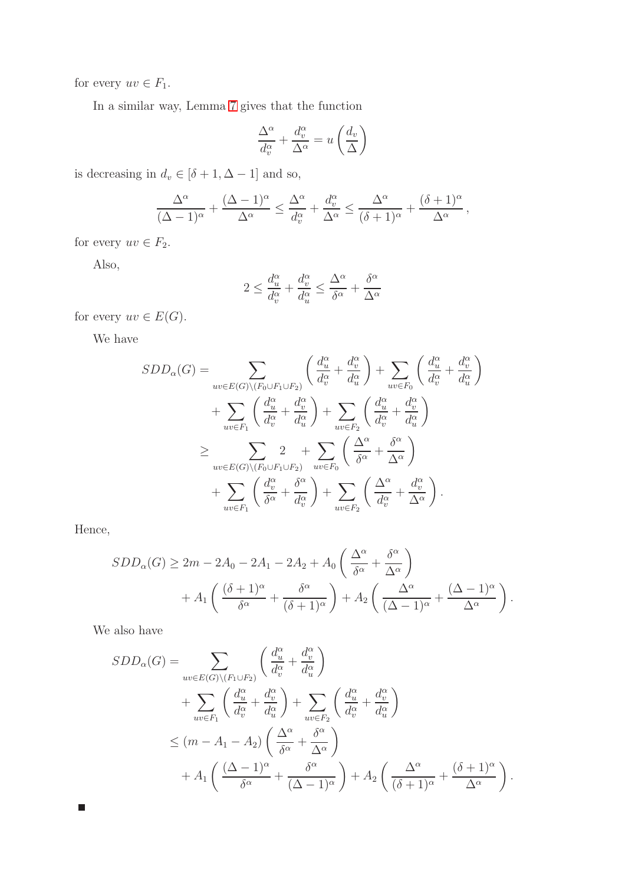for every $uv \in F_1$.

In a similar way, Lemma 7 gives that the function

$$\frac{\Delta^\alpha}{d_v^\alpha} + \frac{d_v^\alpha}{\Delta^\alpha} = u\left(\frac{d_v}{\Delta}\right)$$

is decreasing in $d_v \in [\delta+1, \Delta-1]$ and so,

$$\frac{\Delta^\alpha}{(\Delta-1)^\alpha} + \frac{(\Delta-1)^\alpha}{\Delta^\alpha} \le \frac{\Delta^\alpha}{d_v^\alpha} + \frac{d_v^\alpha}{\Delta^\alpha} \le \frac{\Delta^\alpha}{(\delta+1)^\alpha} + \frac{(\delta+1)^\alpha}{\Delta^\alpha},$$

for every $uv \in F_2$.

Also,

$$2 \le \frac{d_u^\alpha}{d_v^\alpha} + \frac{d_v^\alpha}{d_u^\alpha} \le \frac{\Delta^\alpha}{\delta^\alpha} + \frac{\delta^\alpha}{\Delta^\alpha}$$

for every $uv \in E(G)$.

We have

$$\begin{aligned}
SDD_\alpha(G) &= \sum_{uv\in E(G)\setminus(F_0\cup F_1\cup F_2)} \left(\frac{d_u^\alpha}{d_v^\alpha} + \frac{d_v^\alpha}{d_u^\alpha}\right) + \sum_{uv\in F_0} \left(\frac{d_u^\alpha}{d_v^\alpha} + \frac{d_v^\alpha}{d_u^\alpha}\right) \\
&\quad + \sum_{uv\in F_1} \left(\frac{d_u^\alpha}{d_v^\alpha} + \frac{d_v^\alpha}{d_u^\alpha}\right) + \sum_{uv\in F_2} \left(\frac{d_u^\alpha}{d_v^\alpha} + \frac{d_v^\alpha}{d_u^\alpha}\right) \\
&\ge \sum_{uv\in E(G)\setminus(F_0\cup F_1\cup F_2)} 2 + \sum_{uv\in F_0} \left(\frac{\Delta^\alpha}{\delta^\alpha} + \frac{\delta^\alpha}{\Delta^\alpha}\right) \\
&\quad + \sum_{uv\in F_1} \left(\frac{d_v^\alpha}{\delta^\alpha} + \frac{\delta^\alpha}{d_v^\alpha}\right) + \sum_{uv\in F_2} \left(\frac{\Delta^\alpha}{d_v^\alpha} + \frac{d_v^\alpha}{\Delta^\alpha}\right).
\end{aligned}$$

Hence,

$$\begin{aligned}
SDD_\alpha(G) &\ge 2m - 2A_0 - 2A_1 - 2A_2 + A_0\left(\frac{\Delta^\alpha}{\delta^\alpha} + \frac{\delta^\alpha}{\Delta^\alpha}\right) \\
&\quad + A_1\left(\frac{(\delta+1)^\alpha}{\delta^\alpha} + \frac{\delta^\alpha}{(\delta+1)^\alpha}\right) + A_2\left(\frac{\Delta^\alpha}{(\Delta-1)^\alpha} + \frac{(\Delta-1)^\alpha}{\Delta^\alpha}\right).
\end{aligned}$$

We also have

$$\begin{aligned}
SDD_\alpha(G) &= \sum_{uv\in E(G)\setminus(F_1\cup F_2)} \left(\frac{d_u^\alpha}{d_v^\alpha} + \frac{d_v^\alpha}{d_u^\alpha}\right) \\
&\quad + \sum_{uv\in F_1} \left(\frac{d_u^\alpha}{d_v^\alpha} + \frac{d_v^\alpha}{d_u^\alpha}\right) + \sum_{uv\in F_2} \left(\frac{d_u^\alpha}{d_v^\alpha} + \frac{d_v^\alpha}{d_u^\alpha}\right) \\
&\le (m - A_1 - A_2)\left(\frac{\Delta^\alpha}{\delta^\alpha} + \frac{\delta^\alpha}{\Delta^\alpha}\right) \\
&\quad + A_1\left(\frac{(\Delta-1)^\alpha}{\delta^\alpha} + \frac{\delta^\alpha}{(\Delta-1)^\alpha}\right) + A_2\left(\frac{\Delta^\alpha}{(\delta+1)^\alpha} + \frac{(\delta+1)^\alpha}{\Delta^\alpha}\right).
\end{aligned}$$

■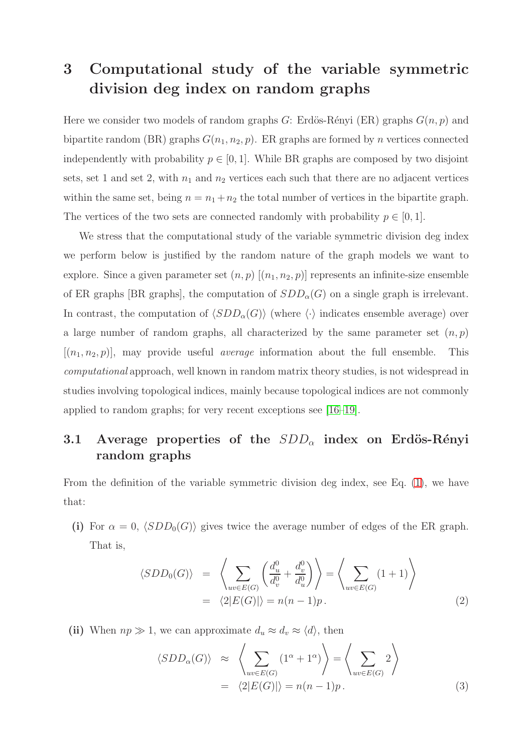# 3 Computational study of the variable symmetric division deg index on random graphs

Here we consider two models of random graphs $G$: Erdös-Rényi (ER) graphs $G(n,p)$ and bipartite random (BR) graphs $G(n_1,n_2,p)$. ER graphs are formed by $n$ vertices connected independently with probability $p \in [0,1]$. While BR graphs are composed by two disjoint sets, set 1 and set 2, with $n_1$ and $n_2$ vertices each such that there are no adjacent vertices within the same set, being $n = n_1 + n_2$ the total number of vertices in the bipartite graph. The vertices of the two sets are connected randomly with probability $p \in [0,1]$.

We stress that the computational study of the variable symmetric division deg index we perform below is justified by the random nature of the graph models we want to explore. Since a given parameter set $(n,p)$ $[(n_1,n_2,p)]$ represents an infinite-size ensemble of ER graphs [BR graphs], the computation of $SDD_\alpha(G)$ on a single graph is irrelevant. In contrast, the computation of $\langle SDD_\alpha(G)\rangle$ (where $\langle\cdot\rangle$ indicates ensemble average) over a large number of random graphs, all characterized by the same parameter set $(n,p)$ $[(n_1,n_2,p)]$, may provide useful *average* information about the full ensemble. This *computational* approach, well known in random matrix theory studies, is not widespread in studies involving topological indices, mainly because topological indices are not commonly applied to random graphs; for very recent exceptions see [16–19].

## 3.1 Average properties of the $SDD_\alpha$ index on Erdös-Rényi random graphs

From the definition of the variable symmetric division deg index, see Eq. (1), we have that:

**(i)** For $\alpha = 0$, $\langle SDD_0(G)\rangle$ gives twice the average number of edges of the ER graph. That is,

$$
\begin{aligned}
\langle SDD_0(G)\rangle &= \left\langle \sum_{uv\in E(G)} \left( \frac{d_u^0}{d_v^0} + \frac{d_v^0}{d_u^0} \right) \right\rangle = \left\langle \sum_{uv\in E(G)} (1+1) \right\rangle \\
&= \langle 2|E(G)|\rangle = n(n-1)p \,.
\end{aligned} \tag{2}
$$

**(ii)** When $np \gg 1$, we can approximate $d_u \approx d_v \approx \langle d\rangle$, then

$$
\begin{aligned}
\langle SDD_\alpha(G)\rangle &\approx \left\langle \sum_{uv\in E(G)} (1^\alpha + 1^\alpha) \right\rangle = \left\langle \sum_{uv\in E(G)} 2 \right\rangle \\
&= \langle 2|E(G)|\rangle = n(n-1)p \,.
\end{aligned} \tag{3}
$$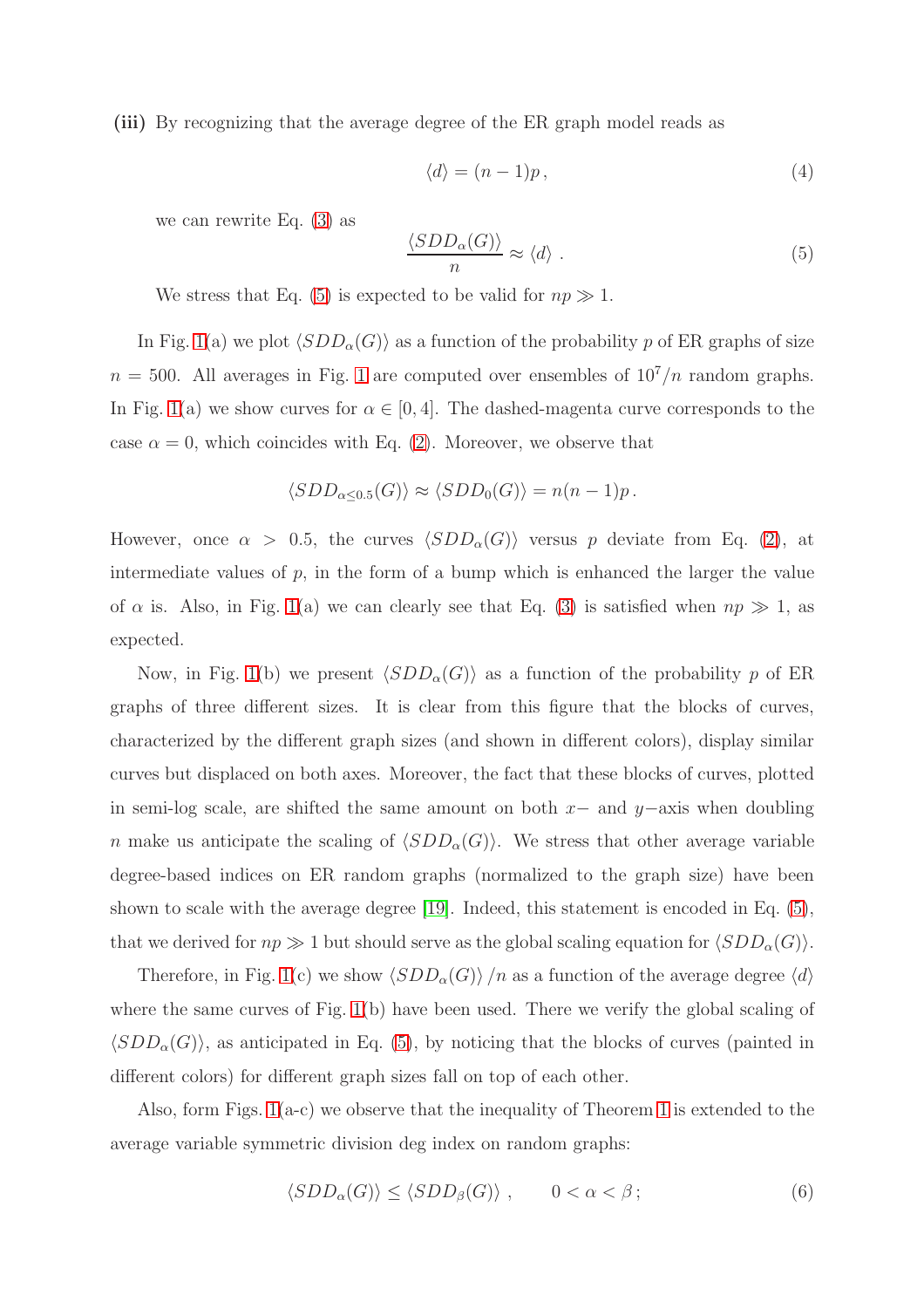**(iii)** By recognizing that the average degree of the ER graph model reads as

$$\langle d \rangle = (n-1)p\,, \tag{4}$$

we can rewrite Eq. (3) as

$$\frac{\langle SDD_\alpha(G) \rangle}{n} \approx \langle d \rangle\ . \tag{5}$$

We stress that Eq. (5) is expected to be valid for $np \gg 1$.

In Fig. 1(a) we plot $\langle SDD_\alpha(G) \rangle$ as a function of the probability $p$ of ER graphs of size $n = 500$. All averages in Fig. 1 are computed over ensembles of $10^7/n$ random graphs. In Fig. 1(a) we show curves for $\alpha \in [0, 4]$. The dashed-magenta curve corresponds to the case $\alpha = 0$, which coincides with Eq. (2). Moreover, we observe that

$$\langle SDD_{\alpha \leq 0.5}(G) \rangle \approx \langle SDD_0(G) \rangle = n(n-1)p\,.$$

However, once $\alpha > 0.5$, the curves $\langle SDD_\alpha(G) \rangle$ versus $p$ deviate from Eq. (2), at intermediate values of $p$, in the form of a bump which is enhanced the larger the value of $\alpha$ is. Also, in Fig. 1(a) we can clearly see that Eq. (3) is satisfied when $np \gg 1$, as expected.

Now, in Fig. 1(b) we present $\langle SDD_\alpha(G) \rangle$ as a function of the probability $p$ of ER graphs of three different sizes. It is clear from this figure that the blocks of curves, characterized by the different graph sizes (and shown in different colors), display similar curves but displaced on both axes. Moreover, the fact that these blocks of curves, plotted in semi-log scale, are shifted the same amount on both $x-$ and $y-$axis when doubling $n$ make us anticipate the scaling of $\langle SDD_\alpha(G) \rangle$. We stress that other average variable degree-based indices on ER random graphs (normalized to the graph size) have been shown to scale with the average degree [19]. Indeed, this statement is encoded in Eq. (5), that we derived for $np \gg 1$ but should serve as the global scaling equation for $\langle SDD_\alpha(G) \rangle$.

Therefore, in Fig. 1(c) we show $\langle SDD_\alpha(G) \rangle / n$ as a function of the average degree $\langle d \rangle$ where the same curves of Fig. 1(b) have been used. There we verify the global scaling of $\langle SDD_\alpha(G) \rangle$, as anticipated in Eq. (5), by noticing that the blocks of curves (painted in different colors) for different graph sizes fall on top of each other.

Also, form Figs. 1(a-c) we observe that the inequality of Theorem 1 is extended to the average variable symmetric division deg index on random graphs:

$$\langle SDD_\alpha(G) \rangle \leq \langle SDD_\beta(G) \rangle\ , \qquad 0 < \alpha < \beta\,; \tag{6}$$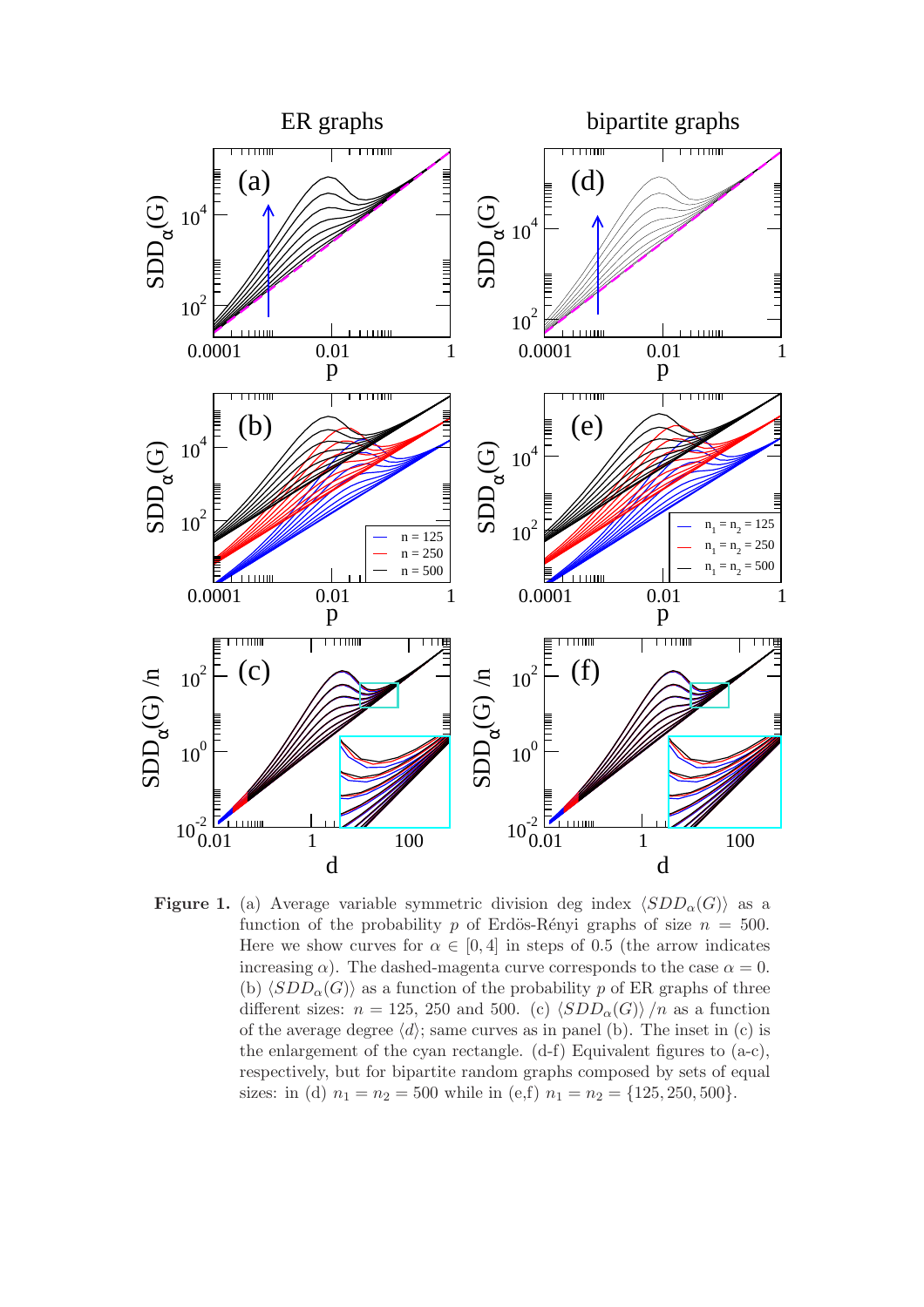**Figure 1.** (a) Average variable symmetric division deg index $\langle SDD_\alpha(G)\rangle$ as a function of the probability $p$ of Erdös-Rényi graphs of size $n = 500$. Here we show curves for $\alpha \in [0, 4]$ in steps of 0.5 (the arrow indicates increasing $\alpha$). The dashed-magenta curve corresponds to the case $\alpha = 0$. (b) $\langle SDD_\alpha(G)\rangle$ as a function of the probability $p$ of ER graphs of three different sizes: $n = 125$, 250 and 500. (c) $\langle SDD_\alpha(G)\rangle /n$ as a function of the average degree $\langle d\rangle$; same curves as in panel (b). The inset in (c) is the enlargement of the cyan rectangle. (d-f) Equivalent figures to (a-c), respectively, but for bipartite random graphs composed by sets of equal sizes: in (d) $n_1 = n_2 = 500$ while in (e,f) $n_1 = n_2 = \{125, 250, 500\}$.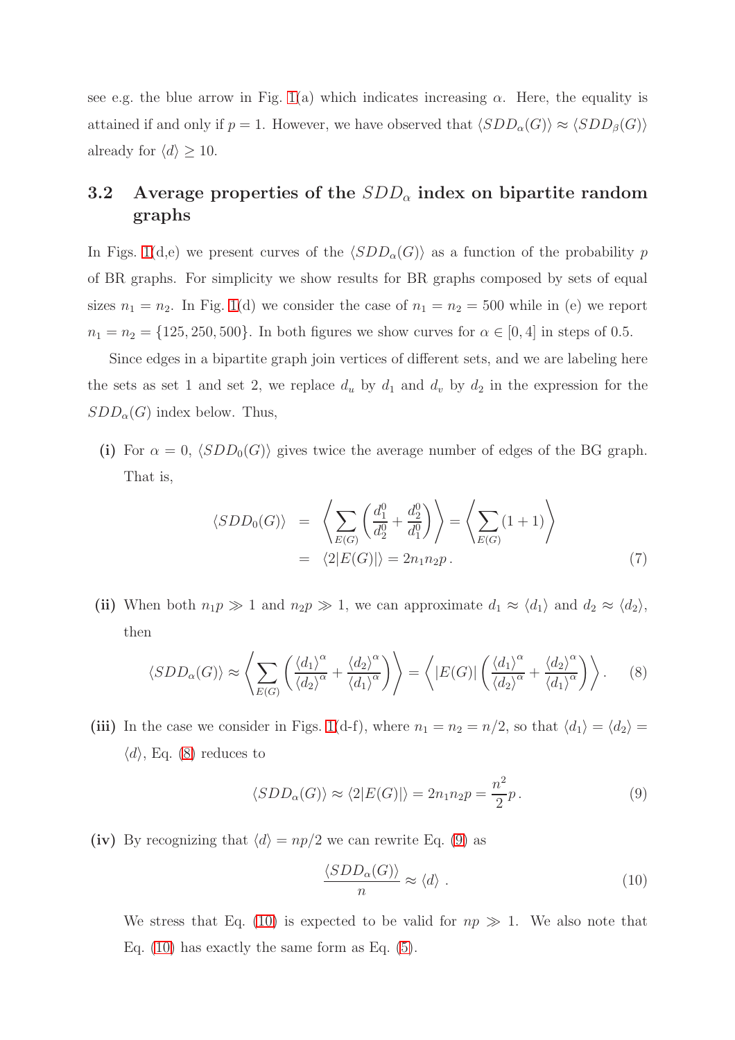see e.g. the blue arrow in Fig. 1(a) which indicates increasing $\alpha$. Here, the equality is attained if and only if $p = 1$. However, we have observed that $\langle SDD_\alpha(G)\rangle \approx \langle SDD_\beta(G)\rangle$ already for $\langle d\rangle \geq 10$.

## 3.2 Average properties of the $SDD_\alpha$ index on bipartite random graphs

In Figs. 1(d,e) we present curves of the $\langle SDD_\alpha(G)\rangle$ as a function of the probability $p$ of BR graphs. For simplicity we show results for BR graphs composed by sets of equal sizes $n_1 = n_2$. In Fig. 1(d) we consider the case of $n_1 = n_2 = 500$ while in (e) we report $n_1 = n_2 = \{125, 250, 500\}$. In both figures we show curves for $\alpha \in [0, 4]$ in steps of 0.5.

Since edges in a bipartite graph join vertices of different sets, and we are labeling here the sets as set 1 and set 2, we replace $d_u$ by $d_1$ and $d_v$ by $d_2$ in the expression for the $SDD_\alpha(G)$ index below. Thus,

**(i)** For $\alpha = 0$, $\langle SDD_0(G)\rangle$ gives twice the average number of edges of the BG graph. That is,

$$\begin{aligned}\langle SDD_0(G)\rangle &= \left\langle \sum_{E(G)} \left( \frac{d_1^0}{d_2^0} + \frac{d_2^0}{d_1^0} \right) \right\rangle = \left\langle \sum_{E(G)} (1+1) \right\rangle \\ &= \langle 2|E(G)|\rangle = 2n_1 n_2 p \,. \end{aligned} \tag{7}$$

**(ii)** When both $n_1 p \gg 1$ and $n_2 p \gg 1$, we can approximate $d_1 \approx \langle d_1\rangle$ and $d_2 \approx \langle d_2\rangle$, then

$$\langle SDD_\alpha(G)\rangle \approx \left\langle \sum_{E(G)} \left( \frac{\langle d_1\rangle^\alpha}{\langle d_2\rangle^\alpha} + \frac{\langle d_2\rangle^\alpha}{\langle d_1\rangle^\alpha} \right) \right\rangle = \left\langle |E(G)| \left( \frac{\langle d_1\rangle^\alpha}{\langle d_2\rangle^\alpha} + \frac{\langle d_2\rangle^\alpha}{\langle d_1\rangle^\alpha} \right) \right\rangle . \tag{8}$$

**(iii)** In the case we consider in Figs. 1(d-f), where $n_1 = n_2 = n/2$, so that $\langle d_1\rangle = \langle d_2\rangle = \langle d\rangle$, Eq. (8) reduces to

$$\langle SDD_\alpha(G)\rangle \approx \langle 2|E(G)|\rangle = 2n_1 n_2 p = \frac{n^2}{2} p \,. \tag{9}$$

**(iv)** By recognizing that $\langle d\rangle = np/2$ we can rewrite Eq. (9) as

$$\frac{\langle SDD_\alpha(G)\rangle}{n} \approx \langle d\rangle \,. \tag{10}$$

We stress that Eq. (10) is expected to be valid for $np \gg 1$. We also note that Eq. (10) has exactly the same form as Eq. (5).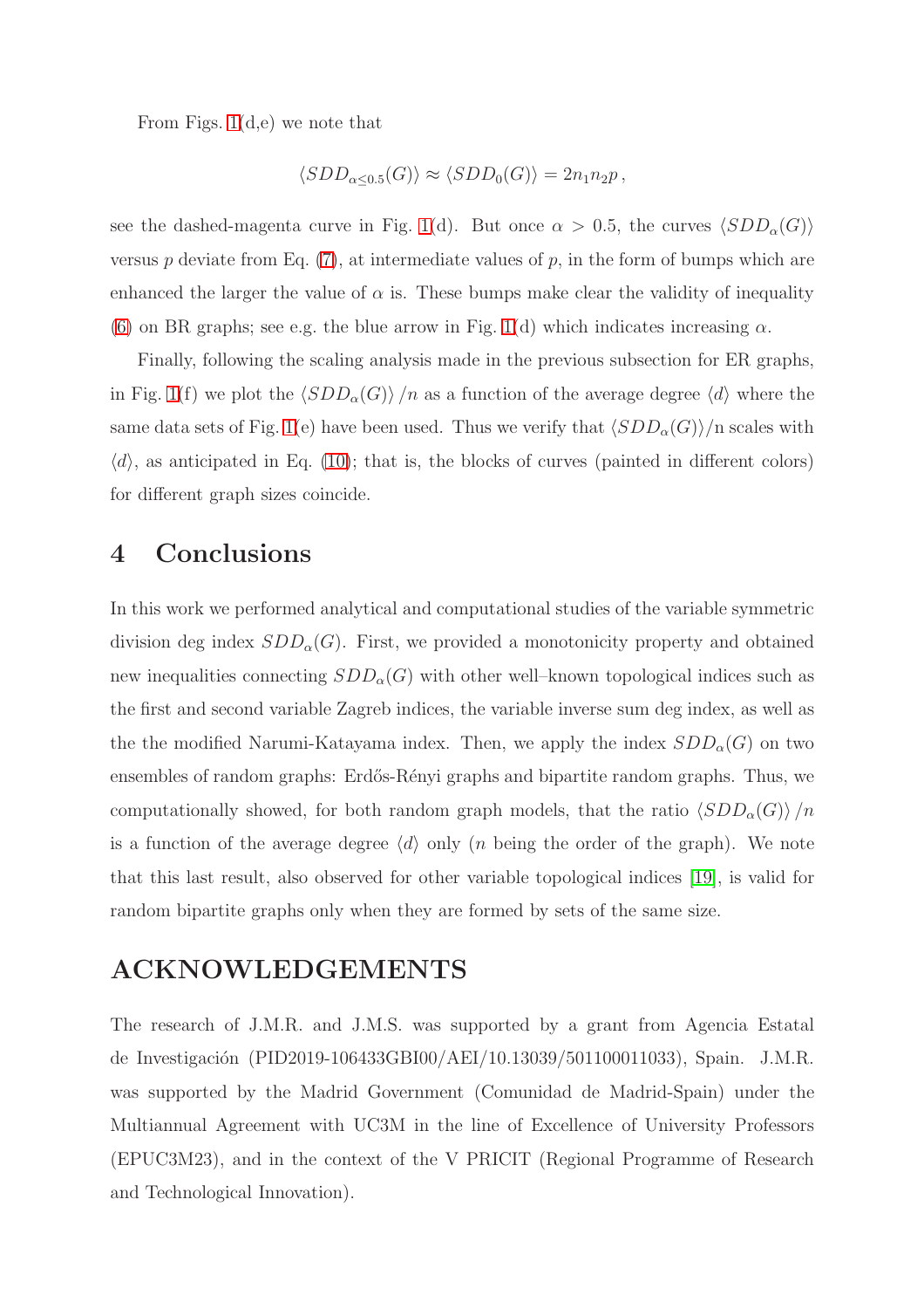From Figs. 1(d,e) we note that

$$\langle SDD_{\alpha \le 0.5}(G)\rangle \approx \langle SDD_0(G)\rangle = 2n_1 n_2 p \,,$$

see the dashed-magenta curve in Fig. 1(d). But once $\alpha > 0.5$, the curves $\langle SDD_\alpha(G)\rangle$ versus $p$ deviate from Eq. (7), at intermediate values of $p$, in the form of bumps which are enhanced the larger the value of $\alpha$ is. These bumps make clear the validity of inequality (6) on BR graphs; see e.g. the blue arrow in Fig. 1(d) which indicates increasing $\alpha$.

Finally, following the scaling analysis made in the previous subsection for ER graphs, in Fig. 1(f) we plot the $\langle SDD_\alpha(G)\rangle /n$ as a function of the average degree $\langle d\rangle$ where the same data sets of Fig. 1(e) have been used. Thus we verify that $\langle SDD_\alpha(G)\rangle$/n scales with $\langle d\rangle$, as anticipated in Eq. (10); that is, the blocks of curves (painted in different colors) for different graph sizes coincide.

## 4 Conclusions

In this work we performed analytical and computational studies of the variable symmetric division deg index $SDD_\alpha(G)$. First, we provided a monotonicity property and obtained new inequalities connecting $SDD_\alpha(G)$ with other well–known topological indices such as the first and second variable Zagreb indices, the variable inverse sum deg index, as well as the the modified Narumi-Katayama index. Then, we apply the index $SDD_\alpha(G)$ on two ensembles of random graphs: Erdős-Rényi graphs and bipartite random graphs. Thus, we computationally showed, for both random graph models, that the ratio $\langle SDD_\alpha(G)\rangle /n$ is a function of the average degree $\langle d\rangle$ only ($n$ being the order of the graph). We note that this last result, also observed for other variable topological indices [19], is valid for random bipartite graphs only when they are formed by sets of the same size.

## ACKNOWLEDGEMENTS

The research of J.M.R. and J.M.S. was supported by a grant from Agencia Estatal de Investigación (PID2019-106433GBI00/AEI/10.13039/501100011033), Spain. J.M.R. was supported by the Madrid Government (Comunidad de Madrid-Spain) under the Multiannual Agreement with UC3M in the line of Excellence of University Professors (EPUC3M23), and in the context of the V PRICIT (Regional Programme of Research and Technological Innovation).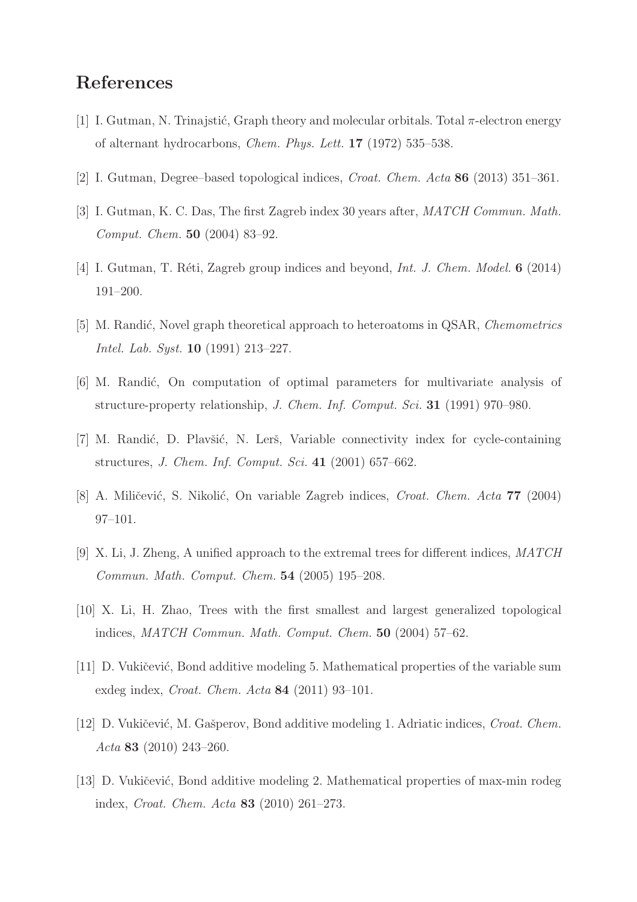# References

[1] I. Gutman, N. Trinajstić, Graph theory and molecular orbitals. Total $\pi$-electron energy of alternant hydrocarbons, *Chem. Phys. Lett.* **17** (1972) 535–538.

[2] I. Gutman, Degree–based topological indices, *Croat. Chem. Acta* **86** (2013) 351–361.

[3] I. Gutman, K. C. Das, The first Zagreb index 30 years after, *MATCH Commun. Math. Comput. Chem.* **50** (2004) 83–92.

[4] I. Gutman, T. Réti, Zagreb group indices and beyond, *Int. J. Chem. Model.* **6** (2014) 191–200.

[5] M. Randić, Novel graph theoretical approach to heteroatoms in QSAR, *Chemometrics Intel. Lab. Syst.* **10** (1991) 213–227.

[6] M. Randić, On computation of optimal parameters for multivariate analysis of structure-property relationship, *J. Chem. Inf. Comput. Sci.* **31** (1991) 970–980.

[7] M. Randić, D. Plavšić, N. Lerš, Variable connectivity index for cycle-containing structures, *J. Chem. Inf. Comput. Sci.* **41** (2001) 657–662.

[8] A. Miličević, S. Nikolić, On variable Zagreb indices, *Croat. Chem. Acta* **77** (2004) 97–101.

[9] X. Li, J. Zheng, A unified approach to the extremal trees for different indices, *MATCH Commun. Math. Comput. Chem.* **54** (2005) 195–208.

[10] X. Li, H. Zhao, Trees with the first smallest and largest generalized topological indices, *MATCH Commun. Math. Comput. Chem.* **50** (2004) 57–62.

[11] D. Vukičević, Bond additive modeling 5. Mathematical properties of the variable sum exdeg index, *Croat. Chem. Acta* **84** (2011) 93–101.

[12] D. Vukičević, M. Gašperov, Bond additive modeling 1. Adriatic indices, *Croat. Chem. Acta* **83** (2010) 243–260.

[13] D. Vukičević, Bond additive modeling 2. Mathematical properties of max-min rodeg index, *Croat. Chem. Acta* **83** (2010) 261–273.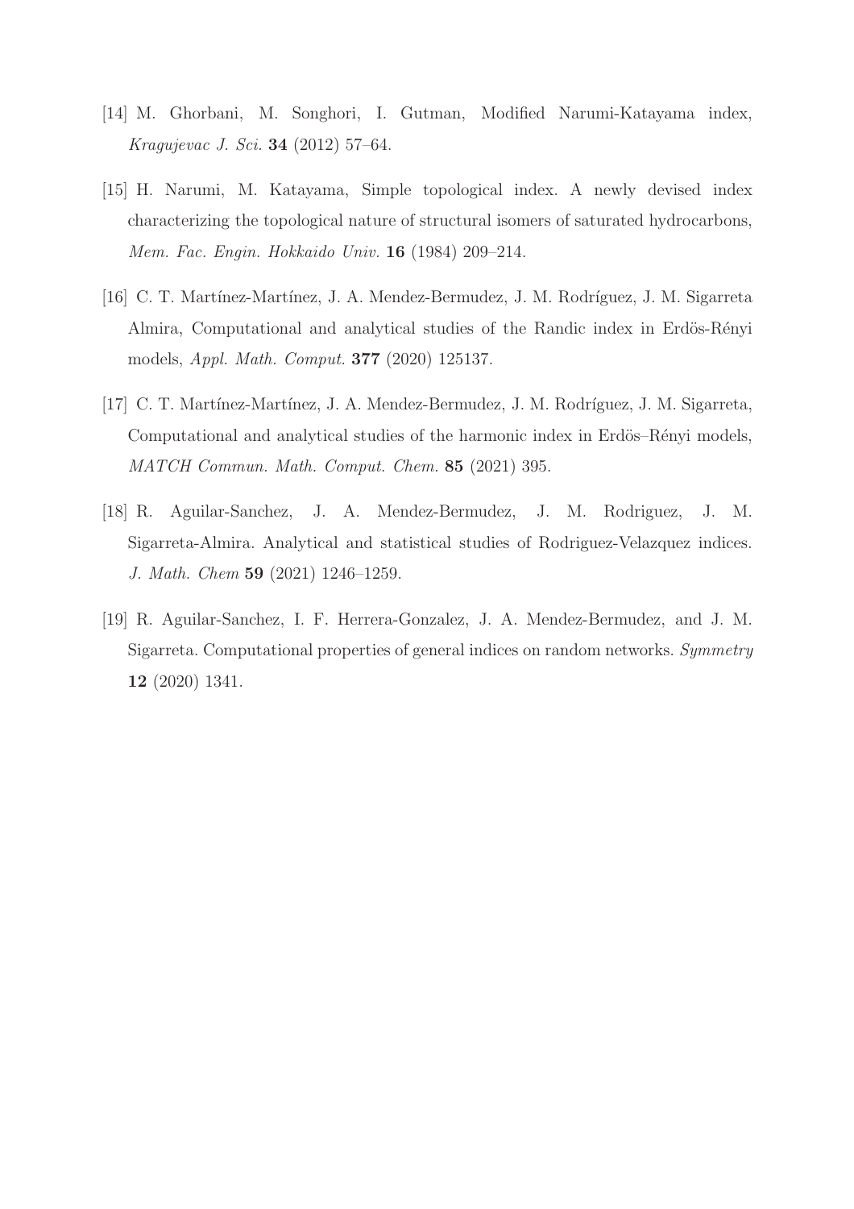[14] M. Ghorbani, M. Songhori, I. Gutman, Modified Narumi-Katayama index, *Kragujevac J. Sci.* **34** (2012) 57–64.

[15] H. Narumi, M. Katayama, Simple topological index. A newly devised index characterizing the topological nature of structural isomers of saturated hydrocarbons, *Mem. Fac. Engin. Hokkaido Univ.* **16** (1984) 209–214.

[16] C. T. Martínez-Martínez, J. A. Mendez-Bermudez, J. M. Rodríguez, J. M. Sigarreta Almira, Computational and analytical studies of the Randic index in Erdös-Rényi models, *Appl. Math. Comput.* **377** (2020) 125137.

[17] C. T. Martínez-Martínez, J. A. Mendez-Bermudez, J. M. Rodríguez, J. M. Sigarreta, Computational and analytical studies of the harmonic index in Erdös–Rényi models, *MATCH Commun. Math. Comput. Chem.* **85** (2021) 395.

[18] R. Aguilar-Sanchez, J. A. Mendez-Bermudez, J. M. Rodriguez, J. M. Sigarreta-Almira. Analytical and statistical studies of Rodriguez-Velazquez indices. *J. Math. Chem* **59** (2021) 1246–1259.

[19] R. Aguilar-Sanchez, I. F. Herrera-Gonzalez, J. A. Mendez-Bermudez, and J. M. Sigarreta. Computational properties of general indices on random networks. *Symmetry* **12** (2020) 1341.